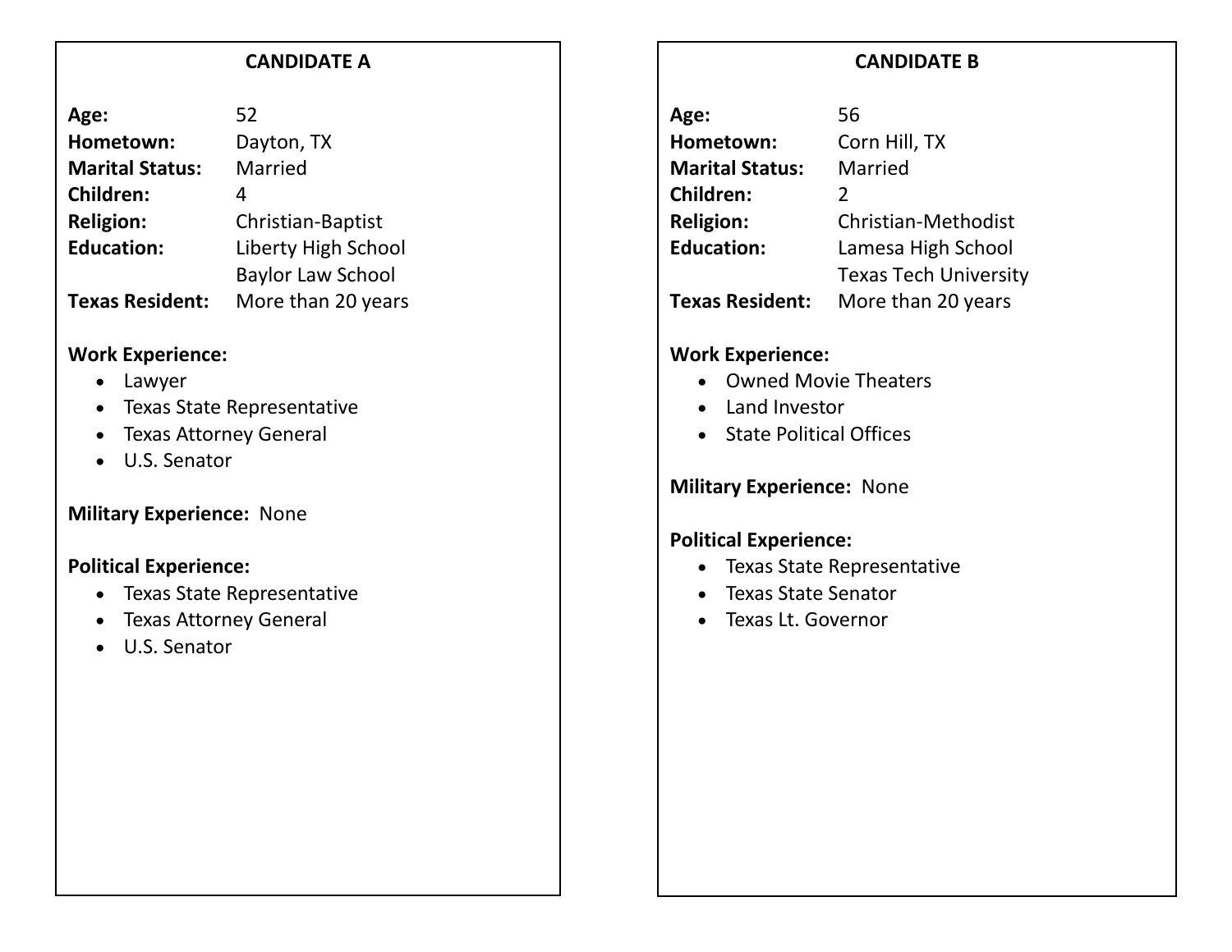## CANDIDATE A

**Age:** 52
**Hometown:** Dayton, TX
**Marital Status:** Married
**Children:** 4
**Religion:** Christian-Baptist
**Education:** Liberty High School
Baylor Law School
**Texas Resident:** More than 20 years

**Work Experience:**

- Lawyer
- Texas State Representative
- Texas Attorney General
- U.S. Senator

**Military Experience:** None

**Political Experience:**

- Texas State Representative
- Texas Attorney General
- U.S. Senator

## CANDIDATE B

**Age:** 56
**Hometown:** Corn Hill, TX
**Marital Status:** Married
**Children:** 2
**Religion:** Christian-Methodist
**Education:** Lamesa High School
Texas Tech University
**Texas Resident:** More than 20 years

**Work Experience:**

- Owned Movie Theaters
- Land Investor
- State Political Offices

**Military Experience:** None

**Political Experience:**

- Texas State Representative
- Texas State Senator
- Texas Lt. Governor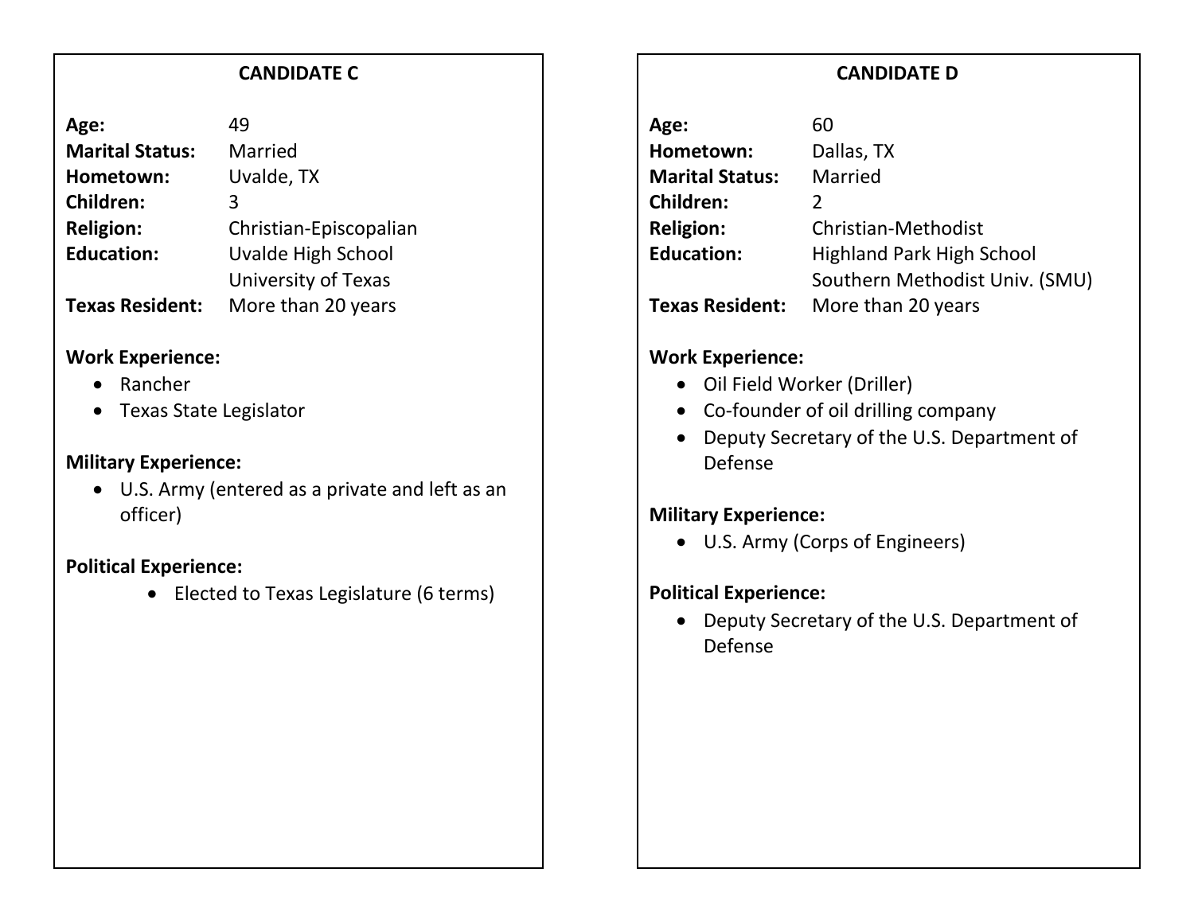## CANDIDATE C

**Age:** 49
**Marital Status:** Married
**Hometown:** Uvalde, TX
**Children:** 3
**Religion:** Christian-Episcopalian
**Education:** Uvalde High School
University of Texas
**Texas Resident:** More than 20 years

**Work Experience:**

- Rancher
- Texas State Legislator

**Military Experience:**

- U.S. Army (entered as a private and left as an officer)

**Political Experience:**

- Elected to Texas Legislature (6 terms)

## CANDIDATE D

**Age:** 60
**Hometown:** Dallas, TX
**Marital Status:** Married
**Children:** 2
**Religion:** Christian-Methodist
**Education:** Highland Park High School
Southern Methodist Univ. (SMU)
**Texas Resident:** More than 20 years

**Work Experience:**

- Oil Field Worker (Driller)
- Co-founder of oil drilling company
- Deputy Secretary of the U.S. Department of Defense

**Military Experience:**

- U.S. Army (Corps of Engineers)

**Political Experience:**

- Deputy Secretary of the U.S. Department of Defense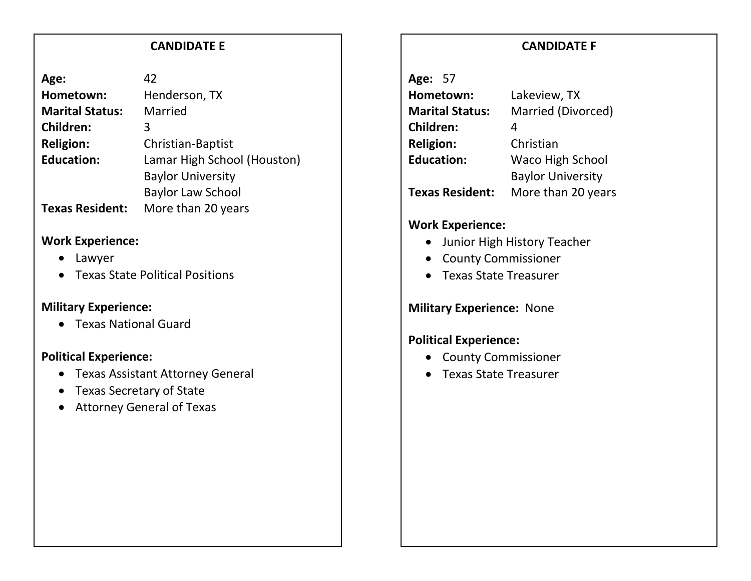## CANDIDATE E

**Age:** 42
**Hometown:** Henderson, TX
**Marital Status:** Married
**Children:** 3
**Religion:** Christian-Baptist
**Education:** Lamar High School (Houston)
Baylor University
Baylor Law School
**Texas Resident:** More than 20 years

**Work Experience:**

- Lawyer
- Texas State Political Positions

**Military Experience:**

- Texas National Guard

**Political Experience:**

- Texas Assistant Attorney General
- Texas Secretary of State
- Attorney General of Texas

## CANDIDATE F

**Age:** 57
**Hometown:** Lakeview, TX
**Marital Status:** Married (Divorced)
**Children:** 4
**Religion:** Christian
**Education:** Waco High School
Baylor University
**Texas Resident:** More than 20 years

**Work Experience:**

- Junior High History Teacher
- County Commissioner
- Texas State Treasurer

**Military Experience:** None

**Political Experience:**

- County Commissioner
- Texas State Treasurer